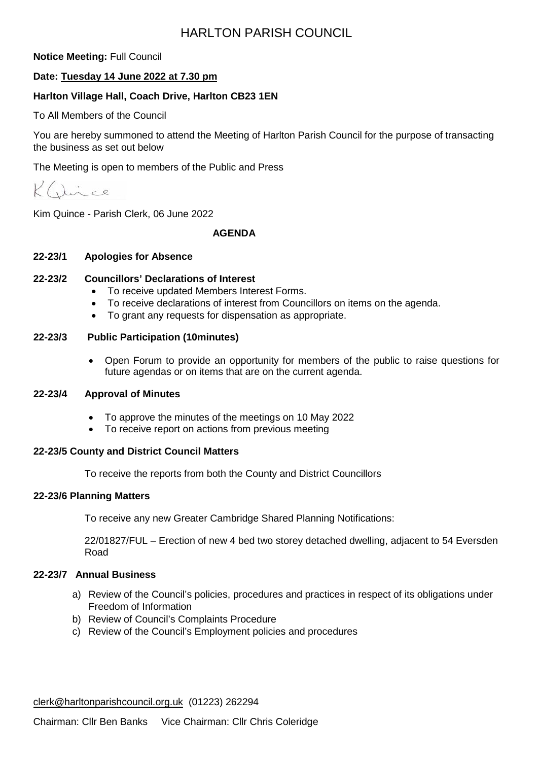# HARLTON PARISH COUNCIL

**Notice Meeting:** Full Council

**Date: Tuesday 14 June 2022 at 7.30 pm**

**Harlton Village Hall, Coach Drive, Harlton CB23 1EN**

To All Members of the Council

You are hereby summoned to attend the Meeting of Harlton Parish Council for the purpose of transacting the business as set out below

The Meeting is open to members of the Public and Press

K Quince

Kim Quince - Parish Clerk, 06 June 2022

## AGENDA

### 22-23/1 Apologies for Absence

### 22-23/2 Councillors' Declarations of Interest

- To receive updated Members Interest Forms.
- To receive declarations of interest from Councillors on items on the agenda.
- To grant any requests for dispensation as appropriate.

### 22-23/3 Public Participation (10minutes)

- Open Forum to provide an opportunity for members of the public to raise questions for future agendas or on items that are on the current agenda.

### 22-23/4 Approval of Minutes

- To approve the minutes of the meetings on 10 May 2022
- To receive report on actions from previous meeting

### 22-23/5 County and District Council Matters

To receive the reports from both the County and District Councillors

### 22-23/6 Planning Matters

To receive any new Greater Cambridge Shared Planning Notifications:

22/01827/FUL – Erection of new 4 bed two storey detached dwelling, adjacent to 54 Eversden Road

### 22-23/7 Annual Business

a) Review of the Council's policies, procedures and practices in respect of its obligations under Freedom of Information
b) Review of Council's Complaints Procedure
c) Review of the Council's Employment policies and procedures

clerk@harltonparishcouncil.org.uk (01223) 262294

Chairman: Cllr Ben Banks Vice Chairman: Cllr Chris Coleridge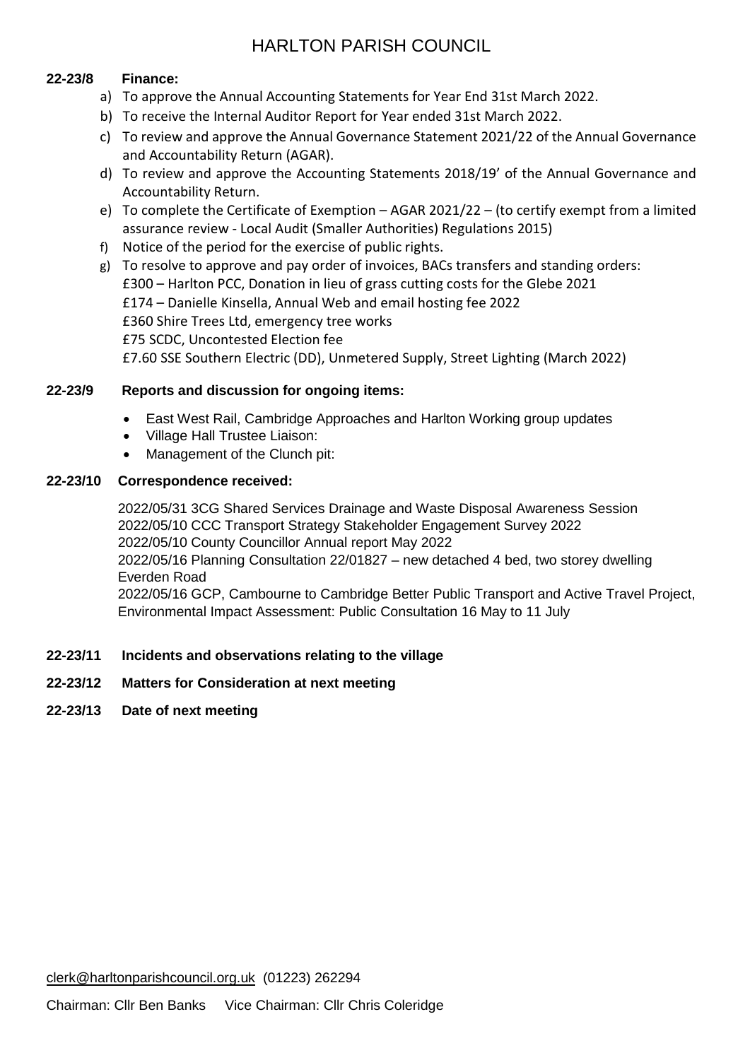**22-23/8 Finance:**

a) To approve the Annual Accounting Statements for Year End 31st March 2022.
b) To receive the Internal Auditor Report for Year ended 31st March 2022.
c) To review and approve the Annual Governance Statement 2021/22 of the Annual Governance and Accountability Return (AGAR).
d) To review and approve the Accounting Statements 2018/19' of the Annual Governance and Accountability Return.
e) To complete the Certificate of Exemption – AGAR 2021/22 – (to certify exempt from a limited assurance review - Local Audit (Smaller Authorities) Regulations 2015)
f) Notice of the period for the exercise of public rights.
g) To resolve to approve and pay order of invoices, BACs transfers and standing orders:
£300 – Harlton PCC, Donation in lieu of grass cutting costs for the Glebe 2021
£174 – Danielle Kinsella, Annual Web and email hosting fee 2022
£360 Shire Trees Ltd, emergency tree works
£75 SCDC, Uncontested Election fee
£7.60 SSE Southern Electric (DD), Unmetered Supply, Street Lighting (March 2022)

**22-23/9 Reports and discussion for ongoing items:**

- East West Rail, Cambridge Approaches and Harlton Working group updates
- Village Hall Trustee Liaison:
- Management of the Clunch pit:

**22-23/10 Correspondence received:**

2022/05/31 3CG Shared Services Drainage and Waste Disposal Awareness Session
2022/05/10 CCC Transport Strategy Stakeholder Engagement Survey 2022
2022/05/10 County Councillor Annual report May 2022
2022/05/16 Planning Consultation 22/01827 – new detached 4 bed, two storey dwelling Everden Road
2022/05/16 GCP, Cambourne to Cambridge Better Public Transport and Active Travel Project, Environmental Impact Assessment: Public Consultation 16 May to 11 July

**22-23/11 Incidents and observations relating to the village**

**22-23/12 Matters for Consideration at next meeting**

**22-23/13 Date of next meeting**

clerk@harltonparishcouncil.org.uk (01223) 262294

Chairman: Cllr Ben Banks Vice Chairman: Cllr Chris Coleridge